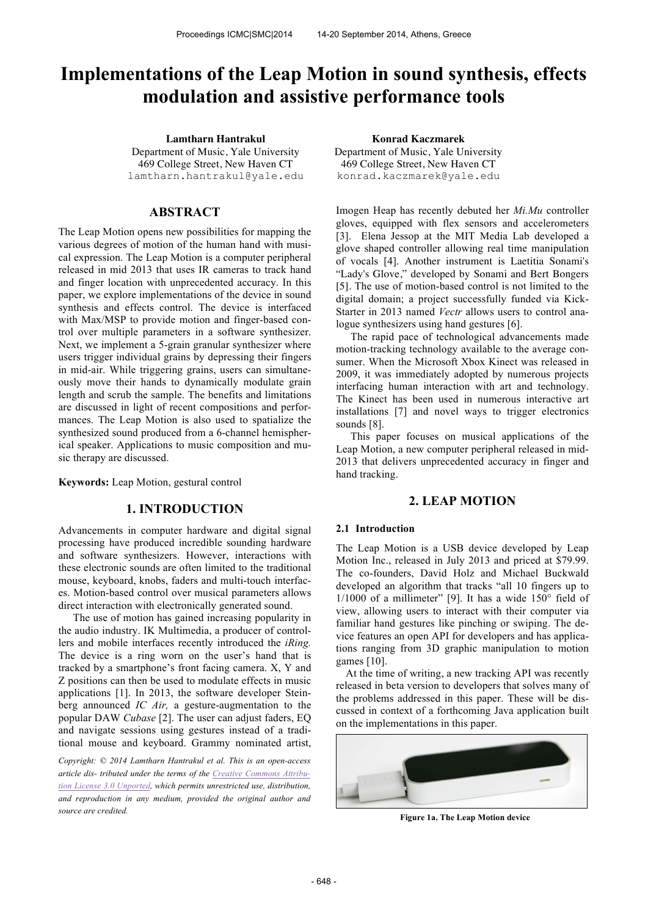# Implementations of the Leap Motion in sound synthesis, effects modulation and assistive performance tools

**Lamtharn Hantrakul**
Department of Music, Yale University
469 College Street, New Haven CT
lamtharn.hantrakul@yale.edu

**Konrad Kaczmarek**
Department of Music, Yale University
469 College Street, New Haven CT
konrad.kaczmarek@yale.edu

## ABSTRACT

The Leap Motion opens new possibilities for mapping the various degrees of motion of the human hand with musical expression. The Leap Motion is a computer peripheral released in mid 2013 that uses IR cameras to track hand and finger location with unprecedented accuracy. In this paper, we explore implementations of the device in sound synthesis and effects control. The device is interfaced with Max/MSP to provide motion and finger-based control over multiple parameters in a software synthesizer. Next, we implement a 5-grain granular synthesizer where users trigger individual grains by depressing their fingers in mid-air. While triggering grains, users can simultaneously move their hands to dynamically modulate grain length and scrub the sample. The benefits and limitations are discussed in light of recent compositions and performances. The Leap Motion is also used to spatialize the synthesized sound produced from a 6-channel hemispherical speaker. Applications to music composition and music therapy are discussed.

**Keywords:** Leap Motion, gestural control

## 1. INTRODUCTION

Advancements in computer hardware and digital signal processing have produced incredible sounding hardware and software synthesizers. However, interactions with these electronic sounds are often limited to the traditional mouse, keyboard, knobs, faders and multi-touch interfaces. Motion-based control over musical parameters allows direct interaction with electronically generated sound.

The use of motion has gained increasing popularity in the audio industry. IK Multimedia, a producer of controllers and mobile interfaces recently introduced the *iRing.* The device is a ring worn on the user's hand that is tracked by a smartphone's front facing camera. X, Y and Z positions can then be used to modulate effects in music applications [1]. In 2013, the software developer Steinberg announced *IC Air,* a gesture-augmentation to the popular DAW *Cubase* [2]. The user can adjust faders, EQ and navigate sessions using gestures instead of a traditional mouse and keyboard. Grammy nominated artist, Imogen Heap has recently debuted her *Mi.Mu* controller gloves, equipped with flex sensors and accelerometers [3]. Elena Jessop at the MIT Media Lab developed a glove shaped controller allowing real time manipulation of vocals [4]. Another instrument is Laetitia Sonami's "Lady's Glove," developed by Sonami and Bert Bongers [5]. The use of motion-based control is not limited to the digital domain; a project successfully funded via KickStarter in 2013 named *Vectr* allows users to control analogue synthesizers using hand gestures [6].

The rapid pace of technological advancements made motion-tracking technology available to the average consumer. When the Microsoft Xbox Kinect was released in 2009, it was immediately adopted by numerous projects interfacing human interaction with art and technology. The Kinect has been used in numerous interactive art installations [7] and novel ways to trigger electronics sounds [8].

This paper focuses on musical applications of the Leap Motion, a new computer peripheral released in mid-2013 that delivers unprecedented accuracy in finger and hand tracking.

*Copyright: © 2014 Lamtharn Hantrakul et al. This is an open-access article dis- tributed under the terms of the Creative Commons Attribution License 3.0 Unported, which permits unrestricted use, distribution, and reproduction in any medium, provided the original author and source are credited.*

## 2. LEAP MOTION

### 2.1 Introduction

The Leap Motion is a USB device developed by Leap Motion Inc., released in July 2013 and priced at $79.99. The co-founders, David Holz and Michael Buckwald developed an algorithm that tracks "all 10 fingers up to 1/1000 of a millimeter" [9]. It has a wide 150° field of view, allowing users to interact with their computer via familiar hand gestures like pinching or swiping. The device features an open API for developers and has applications ranging from 3D graphic manipulation to motion games [10].

At the time of writing, a new tracking API was recently released in beta version to developers that solves many of the problems addressed in this paper. These will be discussed in context of a forthcoming Java application built on the implementations in this paper.

**Figure 1a. The Leap Motion device**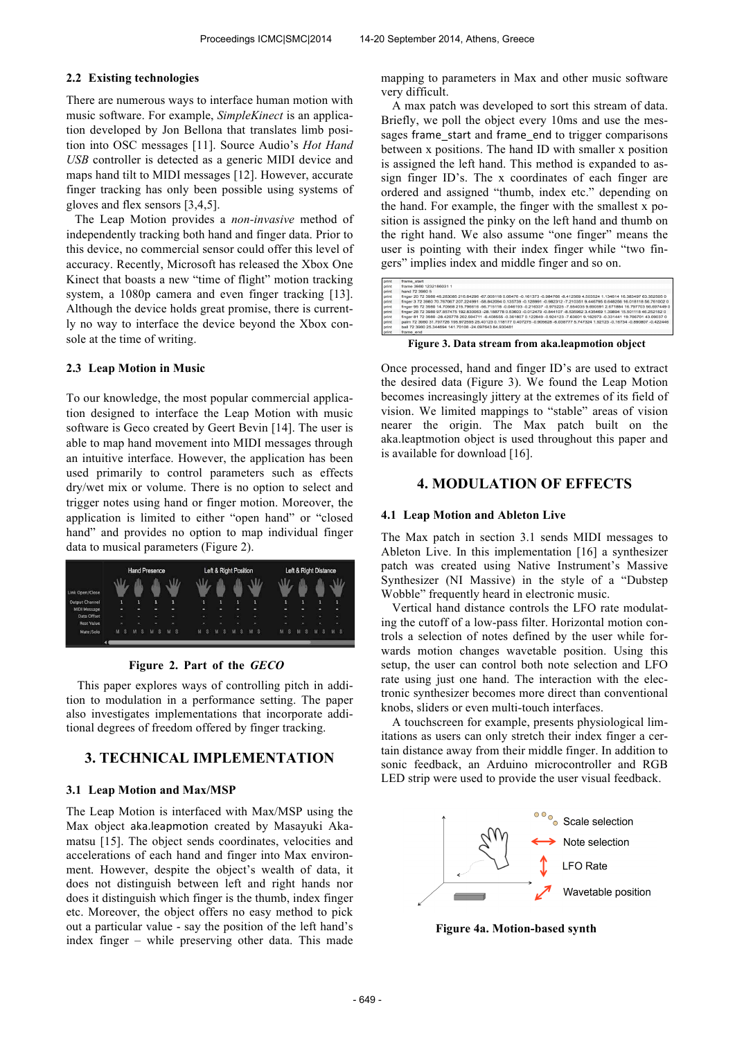### 2.2 Existing technologies

There are numerous ways to interface human motion with music software. For example, *SimpleKinect* is an application developed by Jon Bellona that translates limb position into OSC messages [11]. Source Audio's *Hot Hand USB* controller is detected as a generic MIDI device and maps hand tilt to MIDI messages [12]. However, accurate finger tracking has only been possible using systems of gloves and flex sensors [3,4,5].

The Leap Motion provides a *non-invasive* method of independently tracking both hand and finger data. Prior to this device, no commercial sensor could offer this level of accuracy. Recently, Microsoft has released the Xbox One Kinect that boasts a new "time of flight" motion tracking system, a 1080p camera and even finger tracking [13]. Although the device holds great promise, there is currently no way to interface the device beyond the Xbox console at the time of writing.

### 2.3 Leap Motion in Music

To our knowledge, the most popular commercial application designed to interface the Leap Motion with music software is Geco created by Geert Bevin [14]. The user is able to map hand movement into MIDI messages through an intuitive interface. However, the application has been used primarily to control parameters such as effects dry/wet mix or volume. There is no option to select and trigger notes using hand or finger motion. Moreover, the application is limited to either "open hand" or "closed hand" and provides no option to map individual finger data to musical parameters (Figure 2).

**Figure 2. Part of the *GECO***

This paper explores ways of controlling pitch in addition to modulation in a performance setting. The paper also investigates implementations that incorporate additional degrees of freedom offered by finger tracking.

## 3. TECHNICAL IMPLEMENTATION

### 3.1 Leap Motion and Max/MSP

The Leap Motion is interfaced with Max/MSP using the Max object aka.leapmotion created by Masayuki Akamatsu [15]. The object sends coordinates, velocities and accelerations of each hand and finger into Max environment. However, despite the object's wealth of data, it does not distinguish between left and right hands nor does it distinguish which finger is the thumb, index finger etc. Moreover, the object offers no easy method to pick out a particular value - say the position of the left hand's index finger – while preserving other data. This made mapping to parameters in Max and other music software very difficult.

A max patch was developed to sort this stream of data. Briefly, we poll the object every 10ms and use the messages frame_start and frame_end to trigger comparisons between x positions. The hand ID with smaller x position is assigned the left hand. This method is expanded to assign finger ID's. The x coordinates of each finger are ordered and assigned "thumb, index etc." depending on the hand. For example, the finger with the smallest x position is assigned the pinky on the left hand and thumb on the right hand. We also assume "one finger" means the user is pointing with their index finger while "two fingers" implies index and middle finger and so on.

**Figure 3. Data stream from aka.leapmotion object**

Once processed, hand and finger ID's are used to extract the desired data (Figure 3). We found the Leap Motion becomes increasingly jittery at the extremes of its field of vision. We limited mappings to "stable" areas of vision nearer the origin. The Max patch built on the aka.leaptmotion object is used throughout this paper and is available for download [16].

## 4. MODULATION OF EFFECTS

### 4.1 Leap Motion and Ableton Live

The Max patch in section 3.1 sends MIDI messages to Ableton Live. In this implementation [16] a synthesizer patch was created using Native Instrument's Massive Synthesizer (NI Massive) in the style of a "Dubstep Wobble" frequently heard in electronic music.

Vertical hand distance controls the LFO rate modulating the cutoff of a low-pass filter. Horizontal motion controls a selection of notes defined by the user while forwards motion changes wavetable position. Using this setup, the user can control both note selection and LFO rate using just one hand. The interaction with the electronic synthesizer becomes more direct than conventional knobs, sliders or even multi-touch interfaces.

A touchscreen for example, presents physiological limitations as users can only stretch their index finger a certain distance away from their middle finger. In addition to sonic feedback, an Arduino microcontroller and RGB LED strip were used to provide the user visual feedback.

**Figure 4a. Motion-based synth**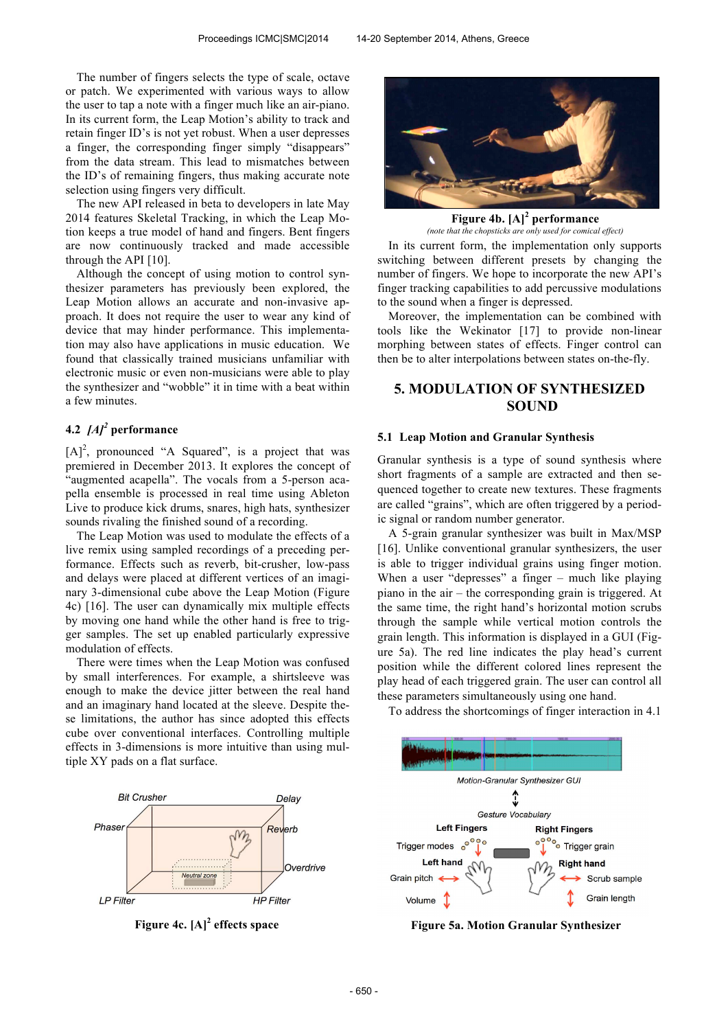The number of fingers selects the type of scale, octave or patch. We experimented with various ways to allow the user to tap a note with a finger much like an air-piano. In its current form, the Leap Motion's ability to track and retain finger ID's is not yet robust. When a user depresses a finger, the corresponding finger simply "disappears" from the data stream. This lead to mismatches between the ID's of remaining fingers, thus making accurate note selection using fingers very difficult.

The new API released in beta to developers in late May 2014 features Skeletal Tracking, in which the Leap Motion keeps a true model of hand and fingers. Bent fingers are now continuously tracked and made accessible through the API [10].

Although the concept of using motion to control synthesizer parameters has previously been explored, the Leap Motion allows an accurate and non-invasive approach. It does not require the user to wear any kind of device that may hinder performance. This implementation may also have applications in music education. We found that classically trained musicians unfamiliar with electronic music or even non-musicians were able to play the synthesizer and "wobble" it in time with a beat within a few minutes.

### 4.2 *[A]²* performance

[A]², pronounced "A Squared", is a project that was premiered in December 2013. It explores the concept of "augmented acapella". The vocals from a 5-person acapella ensemble is processed in real time using Ableton Live to produce kick drums, snares, high hats, synthesizer sounds rivaling the finished sound of a recording.

The Leap Motion was used to modulate the effects of a live remix using sampled recordings of a preceding performance. Effects such as reverb, bit-crusher, low-pass and delays were placed at different vertices of an imaginary 3-dimensional cube above the Leap Motion (Figure 4c) [16]. The user can dynamically mix multiple effects by moving one hand while the other hand is free to trigger samples. The set up enabled particularly expressive modulation of effects.

There were times when the Leap Motion was confused by small interferences. For example, a shirtsleeve was enough to make the device jitter between the real hand and an imaginary hand located at the sleeve. Despite these limitations, the author has since adopted this effects cube over conventional interfaces. Controlling multiple effects in 3-dimensions is more intuitive than using multiple XY pads on a flat surface.

**Figure 4c. [A]² effects space**

**Figure 4b. [A]² performance**

*(note that the chopsticks are only used for comical effect)*

In its current form, the implementation only supports switching between different presets by changing the number of fingers. We hope to incorporate the new API's finger tracking capabilities to add percussive modulations to the sound when a finger is depressed.

Moreover, the implementation can be combined with tools like the Wekinator [17] to provide non-linear morphing between states of effects. Finger control can then be to alter interpolations between states on-the-fly.

## 5. MODULATION OF SYNTHESIZED SOUND

### 5.1 Leap Motion and Granular Synthesis

Granular synthesis is a type of sound synthesis where short fragments of a sample are extracted and then sequenced together to create new textures. These fragments are called "grains", which are often triggered by a periodic signal or random number generator.

A 5-grain granular synthesizer was built in Max/MSP [16]. Unlike conventional granular synthesizers, the user is able to trigger individual grains using finger motion. When a user "depresses" a finger – much like playing piano in the air – the corresponding grain is triggered. At the same time, the right hand's horizontal motion scrubs through the sample while vertical motion controls the grain length. This information is displayed in a GUI (Figure 5a). The red line indicates the play head's current position while the different colored lines represent the play head of each triggered grain. The user can control all these parameters simultaneously using one hand.

To address the shortcomings of finger interaction in 4.1

**Figure 5a. Motion Granular Synthesizer**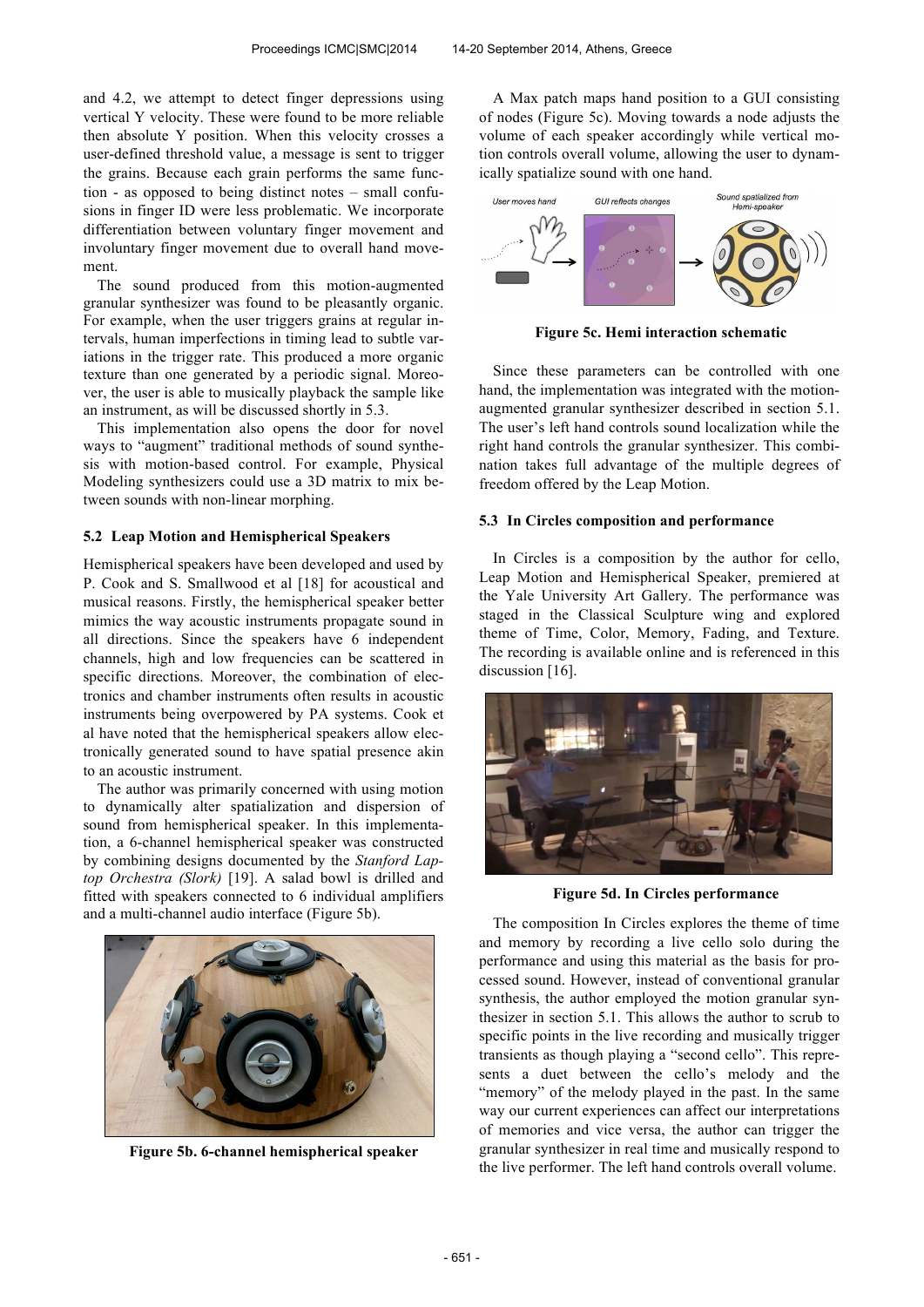and 4.2, we attempt to detect finger depressions using vertical Y velocity. These were found to be more reliable then absolute Y position. When this velocity crosses a user-defined threshold value, a message is sent to trigger the grains. Because each grain performs the same function - as opposed to being distinct notes – small confusions in finger ID were less problematic. We incorporate differentiation between voluntary finger movement and involuntary finger movement due to overall hand movement.

The sound produced from this motion-augmented granular synthesizer was found to be pleasantly organic. For example, when the user triggers grains at regular intervals, human imperfections in timing lead to subtle variations in the trigger rate. This produced a more organic texture than one generated by a periodic signal. Moreover, the user is able to musically playback the sample like an instrument, as will be discussed shortly in 5.3.

This implementation also opens the door for novel ways to "augment" traditional methods of sound synthesis with motion-based control. For example, Physical Modeling synthesizers could use a 3D matrix to mix between sounds with non-linear morphing.

### 5.2 Leap Motion and Hemispherical Speakers

Hemispherical speakers have been developed and used by P. Cook and S. Smallwood et al [18] for acoustical and musical reasons. Firstly, the hemispherical speaker better mimics the way acoustic instruments propagate sound in all directions. Since the speakers have 6 independent channels, high and low frequencies can be scattered in specific directions. Moreover, the combination of electronics and chamber instruments often results in acoustic instruments being overpowered by PA systems. Cook et al have noted that the hemispherical speakers allow electronically generated sound to have spatial presence akin to an acoustic instrument.

The author was primarily concerned with using motion to dynamically alter spatialization and dispersion of sound from hemispherical speaker. In this implementation, a 6-channel hemispherical speaker was constructed by combining designs documented by the *Stanford Laptop Orchestra (Slork)* [19]. A salad bowl is drilled and fitted with speakers connected to 6 individual amplifiers and a multi-channel audio interface (Figure 5b).

**Figure 5b. 6-channel hemispherical speaker**

A Max patch maps hand position to a GUI consisting of nodes (Figure 5c). Moving towards a node adjusts the volume of each speaker accordingly while vertical motion controls overall volume, allowing the user to dynamically spatialize sound with one hand.

**Figure 5c. Hemi interaction schematic**

Since these parameters can be controlled with one hand, the implementation was integrated with the motion-augmented granular synthesizer described in section 5.1. The user's left hand controls sound localization while the right hand controls the granular synthesizer. This combination takes full advantage of the multiple degrees of freedom offered by the Leap Motion.

### 5.3 In Circles composition and performance

In Circles is a composition by the author for cello, Leap Motion and Hemispherical Speaker, premiered at the Yale University Art Gallery. The performance was staged in the Classical Sculpture wing and explored theme of Time, Color, Memory, Fading, and Texture. The recording is available online and is referenced in this discussion [16].

**Figure 5d. In Circles performance**

The composition In Circles explores the theme of time and memory by recording a live cello solo during the performance and using this material as the basis for processed sound. However, instead of conventional granular synthesis, the author employed the motion granular synthesizer in section 5.1. This allows the author to scrub to specific points in the live recording and musically trigger transients as though playing a "second cello". This represents a duet between the cello's melody and the "memory" of the melody played in the past. In the same way our current experiences can affect our interpretations of memories and vice versa, the author can trigger the granular synthesizer in real time and musically respond to the live performer. The left hand controls overall volume.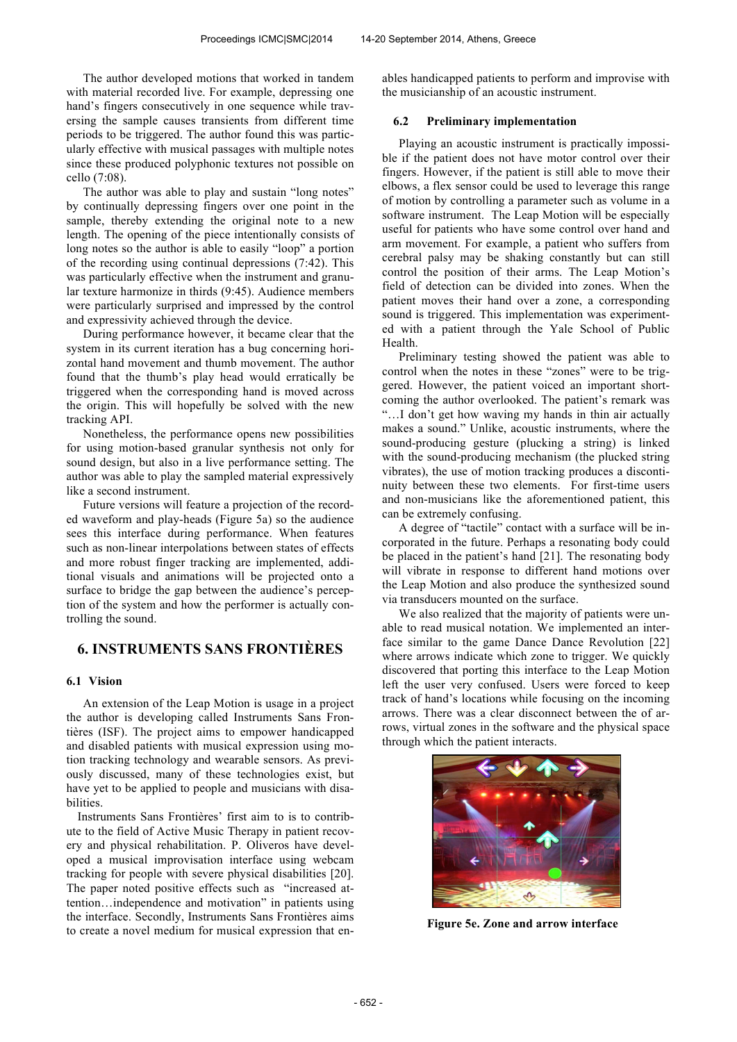The author developed motions that worked in tandem with material recorded live. For example, depressing one hand's fingers consecutively in one sequence while traversing the sample causes transients from different time periods to be triggered. The author found this was particularly effective with musical passages with multiple notes since these produced polyphonic textures not possible on cello (7:08).

The author was able to play and sustain "long notes" by continually depressing fingers over one point in the sample, thereby extending the original note to a new length. The opening of the piece intentionally consists of long notes so the author is able to easily "loop" a portion of the recording using continual depressions (7:42). This was particularly effective when the instrument and granular texture harmonize in thirds (9:45). Audience members were particularly surprised and impressed by the control and expressivity achieved through the device.

During performance however, it became clear that the system in its current iteration has a bug concerning horizontal hand movement and thumb movement. The author found that the thumb's play head would erratically be triggered when the corresponding hand is moved across the origin. This will hopefully be solved with the new tracking API.

Nonetheless, the performance opens new possibilities for using motion-based granular synthesis not only for sound design, but also in a live performance setting. The author was able to play the sampled material expressively like a second instrument.

Future versions will feature a projection of the recorded waveform and play-heads (Figure 5a) so the audience sees this interface during performance. When features such as non-linear interpolations between states of effects and more robust finger tracking are implemented, additional visuals and animations will be projected onto a surface to bridge the gap between the audience's perception of the system and how the performer is actually controlling the sound.

## 6. INSTRUMENTS SANS FRONTIÈRES

### 6.1 Vision

An extension of the Leap Motion is usage in a project the author is developing called Instruments Sans Frontières (ISF). The project aims to empower handicapped and disabled patients with musical expression using motion tracking technology and wearable sensors. As previously discussed, many of these technologies exist, but have yet to be applied to people and musicians with disabilities.

Instruments Sans Frontières' first aim to is to contribute to the field of Active Music Therapy in patient recovery and physical rehabilitation. P. Oliveros have developed a musical improvisation interface using webcam tracking for people with severe physical disabilities [20]. The paper noted positive effects such as "increased attention…independence and motivation" in patients using the interface. Secondly, Instruments Sans Frontières aims to create a novel medium for musical expression that enables handicapped patients to perform and improvise with the musicianship of an acoustic instrument.

### 6.2 Preliminary implementation

Playing an acoustic instrument is practically impossible if the patient does not have motor control over their fingers. However, if the patient is still able to move their elbows, a flex sensor could be used to leverage this range of motion by controlling a parameter such as volume in a software instrument. The Leap Motion will be especially useful for patients who have some control over hand and arm movement. For example, a patient who suffers from cerebral palsy may be shaking constantly but can still control the position of their arms. The Leap Motion's field of detection can be divided into zones. When the patient moves their hand over a zone, a corresponding sound is triggered. This implementation was experimented with a patient through the Yale School of Public Health.

Preliminary testing showed the patient was able to control when the notes in these "zones" were to be triggered. However, the patient voiced an important shortcoming the author overlooked. The patient's remark was "…I don't get how waving my hands in thin air actually makes a sound." Unlike, acoustic instruments, where the sound-producing gesture (plucking a string) is linked with the sound-producing mechanism (the plucked string vibrates), the use of motion tracking produces a discontinuity between these two elements. For first-time users and non-musicians like the aforementioned patient, this can be extremely confusing.

A degree of "tactile" contact with a surface will be incorporated in the future. Perhaps a resonating body could be placed in the patient's hand [21]. The resonating body will vibrate in response to different hand motions over the Leap Motion and also produce the synthesized sound via transducers mounted on the surface.

We also realized that the majority of patients were unable to read musical notation. We implemented an interface similar to the game Dance Dance Revolution [22] where arrows indicate which zone to trigger. We quickly discovered that porting this interface to the Leap Motion left the user very confused. Users were forced to keep track of hand's locations while focusing on the incoming arrows. There was a clear disconnect between the of arrows, virtual zones in the software and the physical space through which the patient interacts.

**Figure 5e. Zone and arrow interface**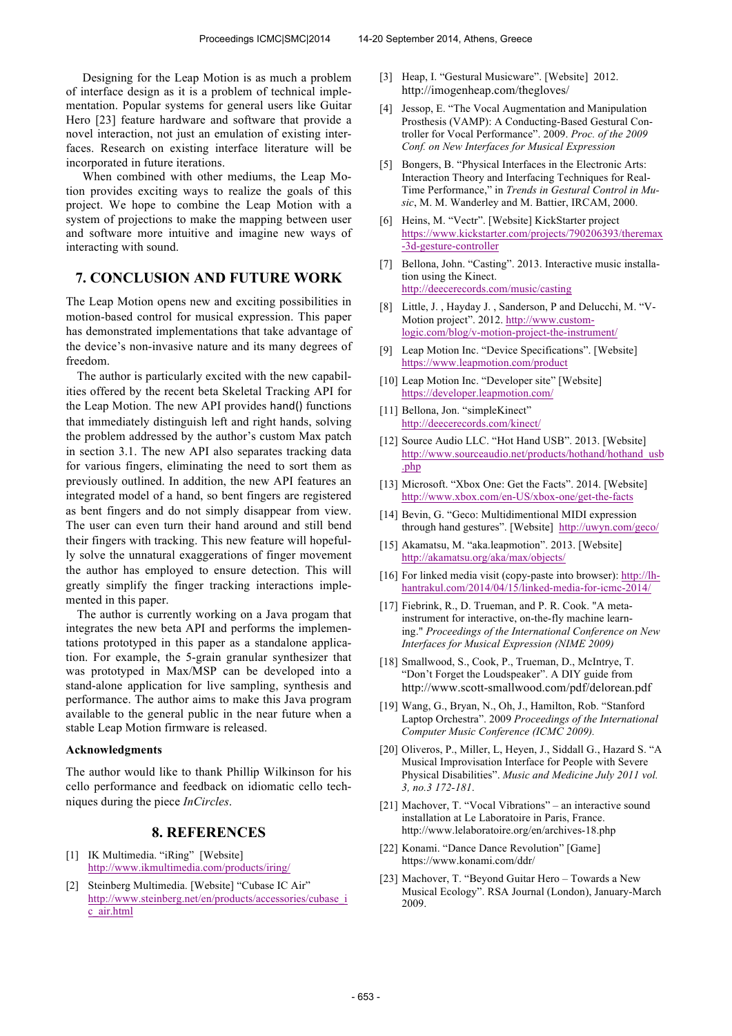Designing for the Leap Motion is as much a problem of interface design as it is a problem of technical implementation. Popular systems for general users like Guitar Hero [23] feature hardware and software that provide a novel interaction, not just an emulation of existing interfaces. Research on existing interface literature will be incorporated in future iterations.

When combined with other mediums, the Leap Motion provides exciting ways to realize the goals of this project. We hope to combine the Leap Motion with a system of projections to make the mapping between user and software more intuitive and imagine new ways of interacting with sound.

## 7. CONCLUSION AND FUTURE WORK

The Leap Motion opens new and exciting possibilities in motion-based control for musical expression. This paper has demonstrated implementations that take advantage of the device's non-invasive nature and its many degrees of freedom.

The author is particularly excited with the new capabilities offered by the recent beta Skeletal Tracking API for the Leap Motion. The new API provides `hand()` functions that immediately distinguish left and right hands, solving the problem addressed by the author's custom Max patch in section 3.1. The new API also separates tracking data for various fingers, eliminating the need to sort them as previously outlined. In addition, the new API features an integrated model of a hand, so bent fingers are registered as bent fingers and do not simply disappear from view. The user can even turn their hand around and still bend their fingers with tracking. This new feature will hopefully solve the unnatural exaggerations of finger movement the author has employed to ensure detection. This will greatly simplify the finger tracking interactions implemented in this paper.

The author is currently working on a Java progam that integrates the new beta API and performs the implementations prototyped in this paper as a standalone application. For example, the 5-grain granular synthesizer that was prototyped in Max/MSP can be developed into a stand-alone application for live sampling, synthesis and performance. The author aims to make this Java program available to the general public in the near future when a stable Leap Motion firmware is released.

### Acknowledgments

The author would like to thank Phillip Wilkinson for his cello performance and feedback on idiomatic cello techniques during the piece *InCircles*.

## 8. REFERENCES

[1] IK Multimedia. "iRing" [Website] http://www.ikmultimedia.com/products/iring/

[2] Steinberg Multimedia. [Website] "Cubase IC Air" http://www.steinberg.net/en/products/accessories/cubase_ic_air.html

[3] Heap, I. "Gestural Musicware". [Website] 2012. http://imogenheap.com/thegloves/

[4] Jessop, E. "The Vocal Augmentation and Manipulation Prosthesis (VAMP): A Conducting-Based Gestural Controller for Vocal Performance". 2009. *Proc. of the 2009 Conf. on New Interfaces for Musical Expression*

[5] Bongers, B. "Physical Interfaces in the Electronic Arts: Interaction Theory and Interfacing Techniques for Real-Time Performance," in *Trends in Gestural Control in Music*, M. M. Wanderley and M. Battier, IRCAM, 2000.

[6] Heins, M. "Vectr". [Website] KickStarter project https://www.kickstarter.com/projects/790206393/theremax-3d-gesture-controller

[7] Bellona, John. "Casting". 2013. Interactive music installation using the Kinect. http://deecerecords.com/music/casting

[8] Little, J. , Hayday J. , Sanderson, P and Delucchi, M. "V-Motion project". 2012. http://www.custom-logic.com/blog/v-motion-project-the-instrument/

[9] Leap Motion Inc. "Device Specifications". [Website] https://www.leapmotion.com/product

[10] Leap Motion Inc. "Developer site" [Website] https://developer.leapmotion.com/

[11] Bellona, Jon. "simpleKinect" http://deecerecords.com/kinect/

[12] Source Audio LLC. "Hot Hand USB". 2013. [Website] http://www.sourceaudio.net/products/hothand/hothand_usb.php

[13] Microsoft. "Xbox One: Get the Facts". 2014. [Website] http://www.xbox.com/en-US/xbox-one/get-the-facts

[14] Bevin, G. "Geco: Multidimentional MIDI expression through hand gestures". [Website] http://uwyn.com/geco/

[15] Akamatsu, M. "aka.leapmotion". 2013. [Website] http://akamatsu.org/aka/max/objects/

[16] For linked media visit (copy-paste into browser): http://lh-hantrakul.com/2014/04/15/linked-media-for-icmc-2014/

[17] Fiebrink, R., D. Trueman, and P. R. Cook. "A meta-instrument for interactive, on-the-fly machine learning." *Proceedings of the International Conference on New Interfaces for Musical Expression (NIME 2009)*

[18] Smallwood, S., Cook, P., Trueman, D., McIntrye, T. "Don't Forget the Loudspeaker". A DIY guide from http://www.scott-smallwood.com/pdf/delorean.pdf

[19] Wang, G., Bryan, N., Oh, J., Hamilton, Rob. "Stanford Laptop Orchestra". 2009 *Proceedings of the International Computer Music Conference (ICMC 2009).*

[20] Oliveros, P., Miller, L, Heyen, J., Siddall G., Hazard S. "A Musical Improvisation Interface for People with Severe Physical Disabilities". *Music and Medicine July 2011 vol. 3, no.3 172-181.*

[21] Machover, T. "Vocal Vibrations" – an interactive sound installation at Le Laboratoire in Paris, France. http://www.lelaboratoire.org/en/archives-18.php

[22] Konami. "Dance Dance Revolution" [Game] https://www.konami.com/ddr/

[23] Machover, T. "Beyond Guitar Hero – Towards a New Musical Ecology". RSA Journal (London), January-March 2009.